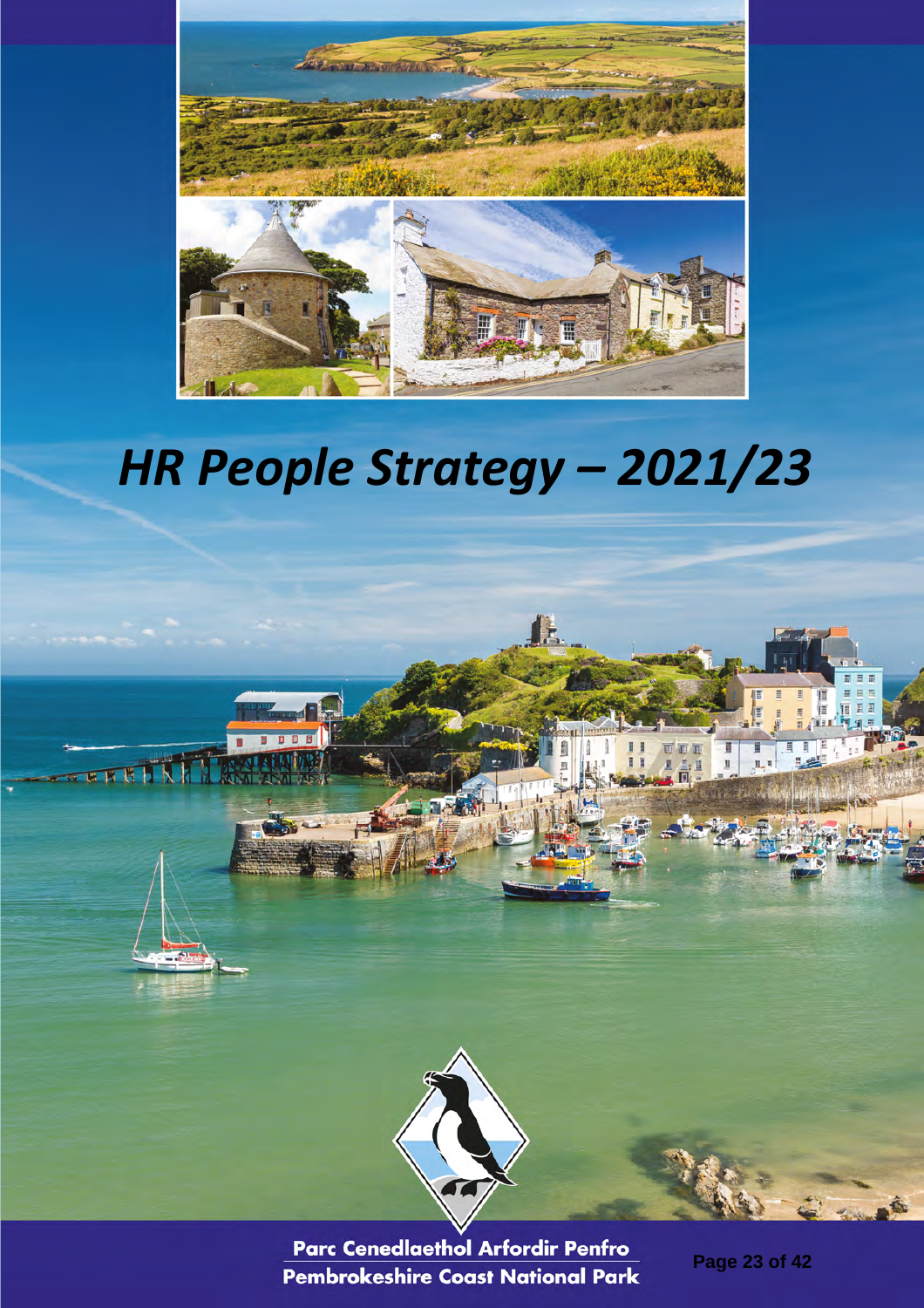# *HR People Strategy – 2021/23*

**Parc Cenedlaethol Arfordir Penfro**
**Pembrokeshire Coast National Park**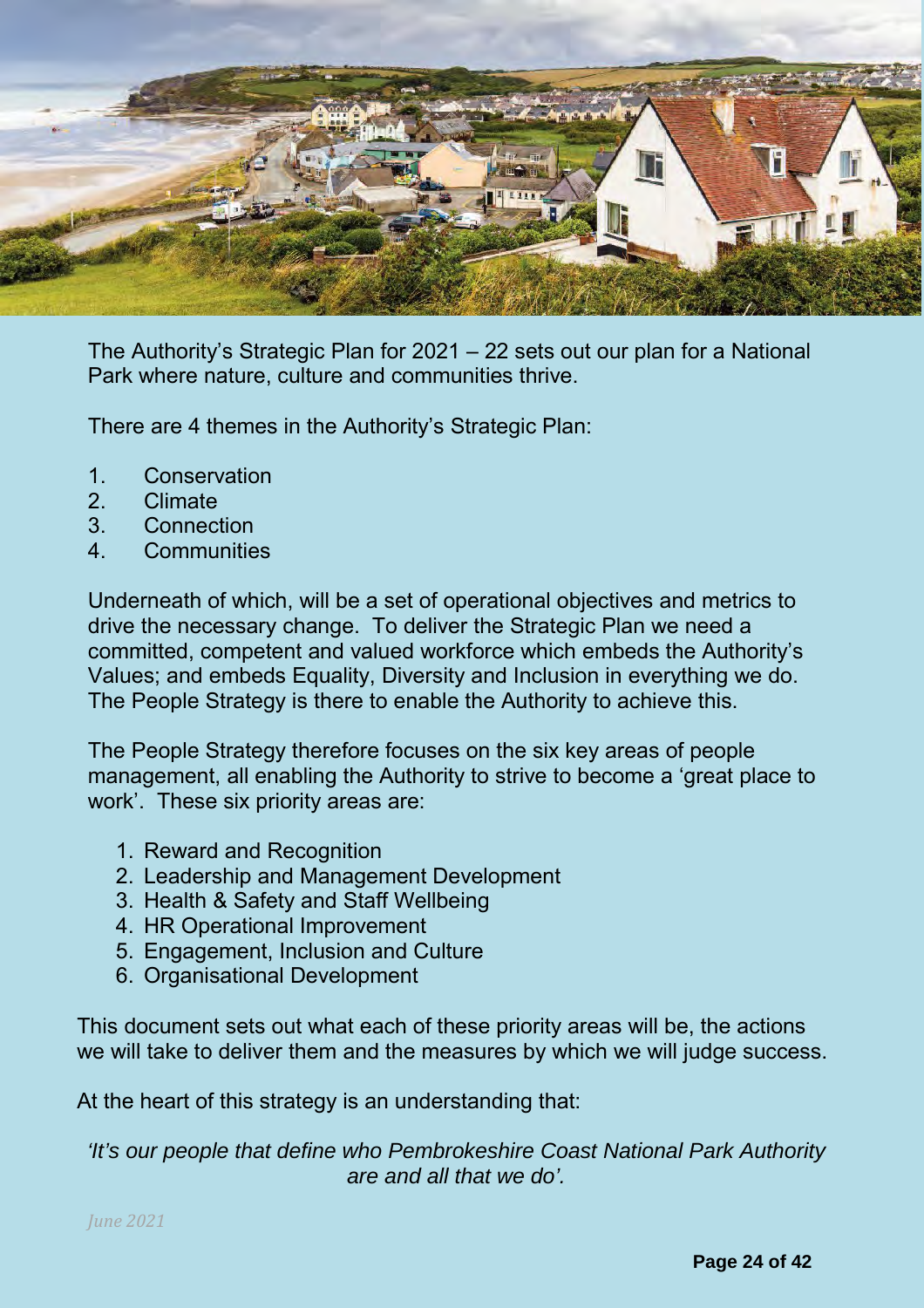The Authority's Strategic Plan for 2021 – 22 sets out our plan for a National Park where nature, culture and communities thrive.

There are 4 themes in the Authority's Strategic Plan:

1. Conservation
2. Climate
3. Connection
4. Communities

Underneath of which, will be a set of operational objectives and metrics to drive the necessary change. To deliver the Strategic Plan we need a committed, competent and valued workforce which embeds the Authority's Values; and embeds Equality, Diversity and Inclusion in everything we do. The People Strategy is there to enable the Authority to achieve this.

The People Strategy therefore focuses on the six key areas of people management, all enabling the Authority to strive to become a 'great place to work'. These six priority areas are:

1. Reward and Recognition
2. Leadership and Management Development
3. Health & Safety and Staff Wellbeing
4. HR Operational Improvement
5. Engagement, Inclusion and Culture
6. Organisational Development

This document sets out what each of these priority areas will be, the actions we will take to deliver them and the measures by which we will judge success.

At the heart of this strategy is an understanding that:

*'It's our people that define who Pembrokeshire Coast National Park Authority are and all that we do'.*

*June 2021*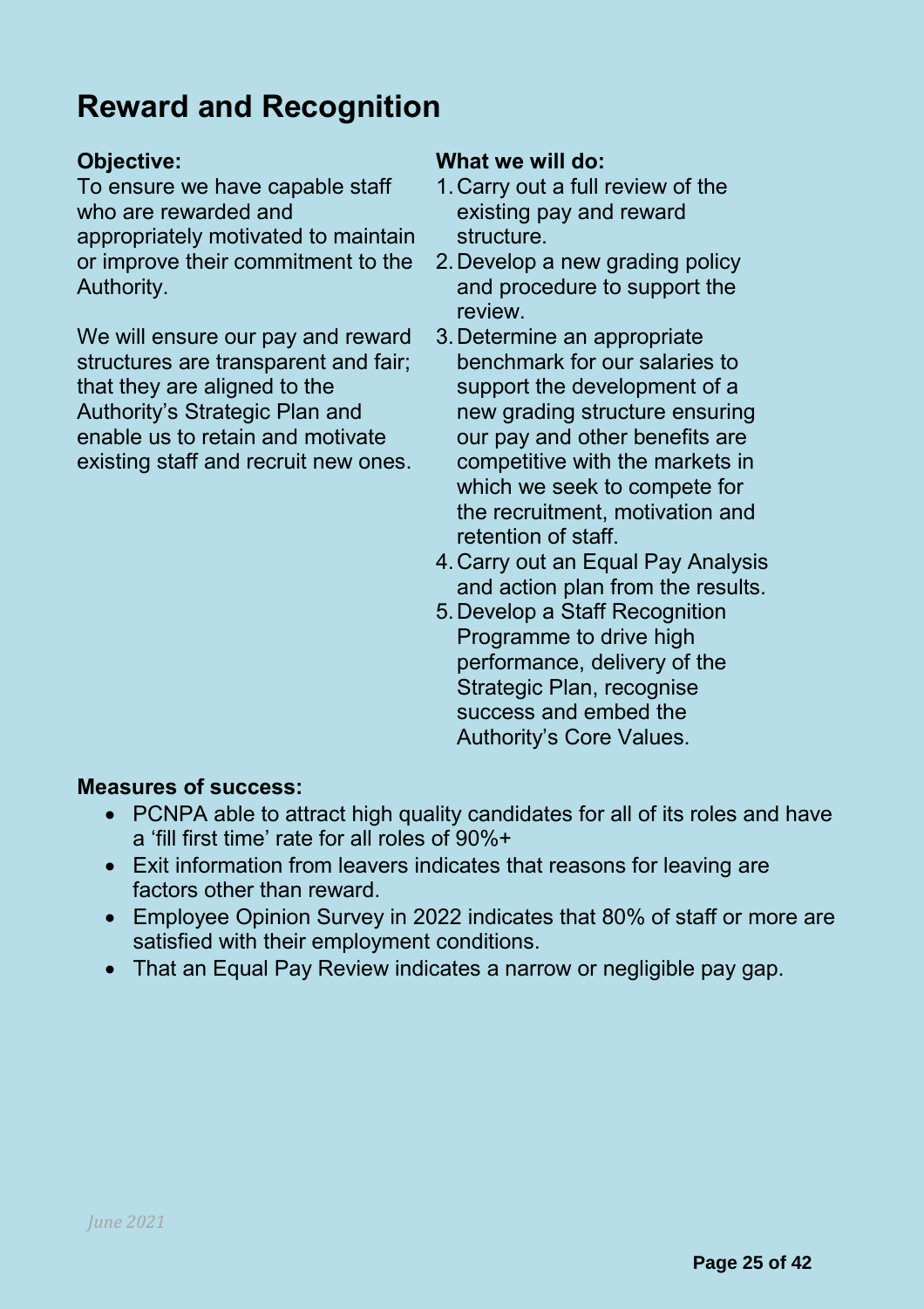# Reward and Recognition

**Objective:**
To ensure we have capable staff who are rewarded and appropriately motivated to maintain or improve their commitment to the Authority.

We will ensure our pay and reward structures are transparent and fair; that they are aligned to the Authority's Strategic Plan and enable us to retain and motivate existing staff and recruit new ones.

**What we will do:**

1. Carry out a full review of the existing pay and reward structure.
2. Develop a new grading policy and procedure to support the review.
3. Determine an appropriate benchmark for our salaries to support the development of a new grading structure ensuring our pay and other benefits are competitive with the markets in which we seek to compete for the recruitment, motivation and retention of staff.
4. Carry out an Equal Pay Analysis and action plan from the results.
5. Develop a Staff Recognition Programme to drive high performance, delivery of the Strategic Plan, recognise success and embed the Authority's Core Values.

**Measures of success:**

- PCNPA able to attract high quality candidates for all of its roles and have a 'fill first time' rate for all roles of 90%+
- Exit information from leavers indicates that reasons for leaving are factors other than reward.
- Employee Opinion Survey in 2022 indicates that 80% of staff or more are satisfied with their employment conditions.
- That an Equal Pay Review indicates a narrow or negligible pay gap.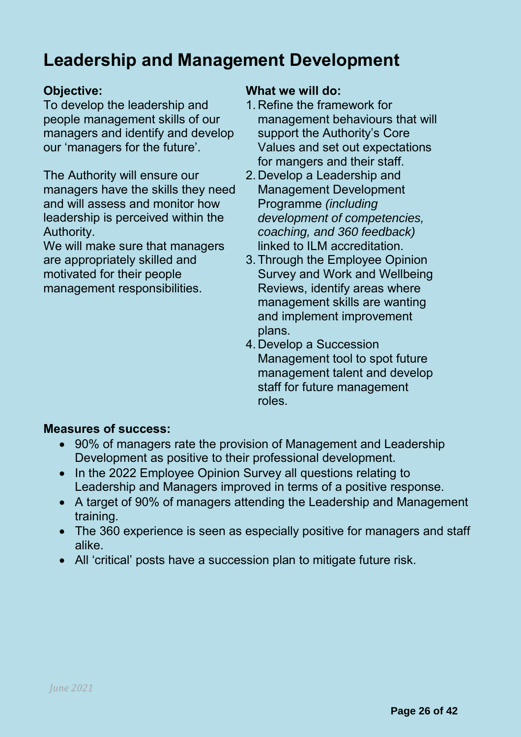# Leadership and Management Development

**Objective:**
To develop the leadership and people management skills of our managers and identify and develop our 'managers for the future'.

The Authority will ensure our managers have the skills they need and will assess and monitor how leadership is perceived within the Authority.
We will make sure that managers are appropriately skilled and motivated for their people management responsibilities.

**What we will do:**

1. Refine the framework for management behaviours that will support the Authority's Core Values and set out expectations for mangers and their staff.
2. Develop a Leadership and Management Development Programme *(including development of competencies, coaching, and 360 feedback)* linked to ILM accreditation.
3. Through the Employee Opinion Survey and Work and Wellbeing Reviews, identify areas where management skills are wanting and implement improvement plans.
4. Develop a Succession Management tool to spot future management talent and develop staff for future management roles.

**Measures of success:**

- 90% of managers rate the provision of Management and Leadership Development as positive to their professional development.
- In the 2022 Employee Opinion Survey all questions relating to Leadership and Managers improved in terms of a positive response.
- A target of 90% of managers attending the Leadership and Management training.
- The 360 experience is seen as especially positive for managers and staff alike.
- All 'critical' posts have a succession plan to mitigate future risk.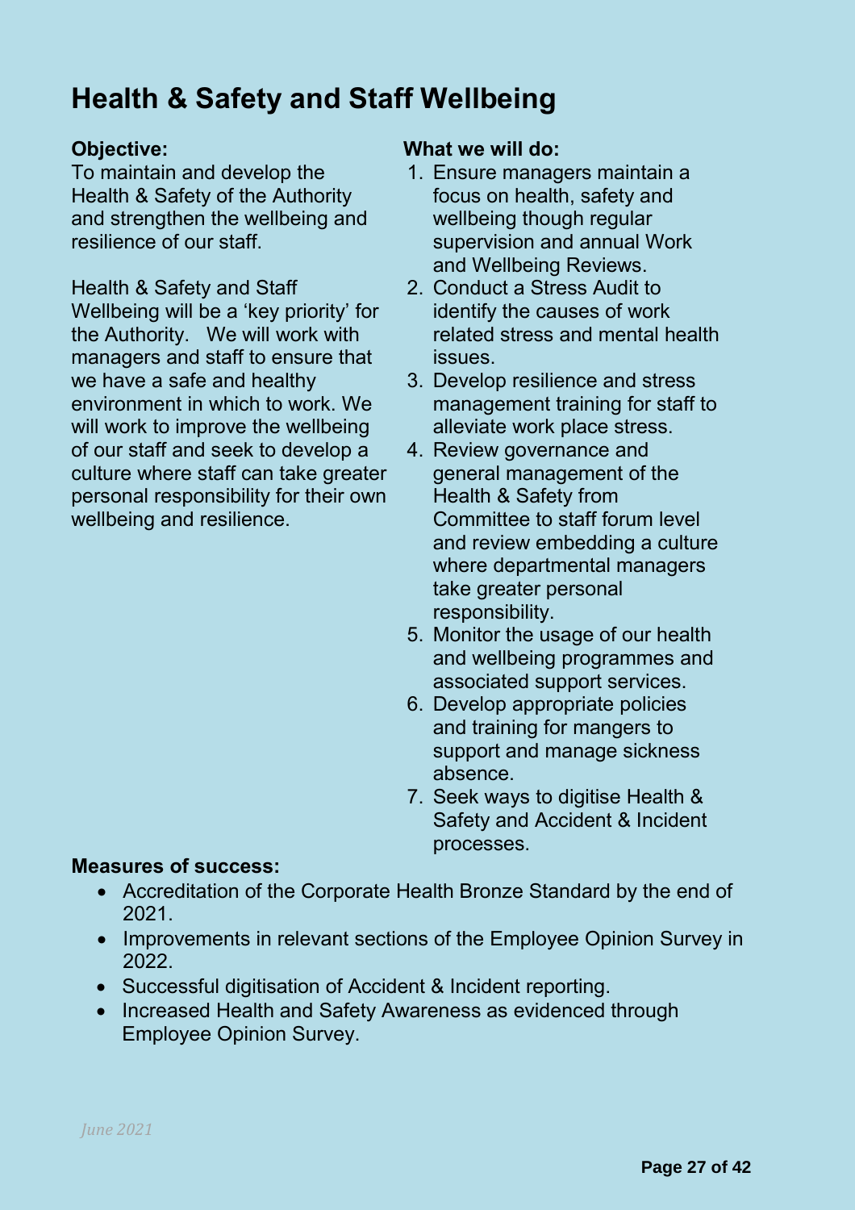# Health & Safety and Staff Wellbeing

**Objective:**

To maintain and develop the Health & Safety of the Authority and strengthen the wellbeing and resilience of our staff.

Health & Safety and Staff Wellbeing will be a 'key priority' for the Authority. We will work with managers and staff to ensure that we have a safe and healthy environment in which to work. We will work to improve the wellbeing of our staff and seek to develop a culture where staff can take greater personal responsibility for their own wellbeing and resilience.

**What we will do:**

1. Ensure managers maintain a focus on health, safety and wellbeing though regular supervision and annual Work and Wellbeing Reviews.
2. Conduct a Stress Audit to identify the causes of work related stress and mental health issues.
3. Develop resilience and stress management training for staff to alleviate work place stress.
4. Review governance and general management of the Health & Safety from Committee to staff forum level and review embedding a culture where departmental managers take greater personal responsibility.
5. Monitor the usage of our health and wellbeing programmes and associated support services.
6. Develop appropriate policies and training for mangers to support and manage sickness absence.
7. Seek ways to digitise Health & Safety and Accident & Incident processes.

**Measures of success:**

- Accreditation of the Corporate Health Bronze Standard by the end of 2021.
- Improvements in relevant sections of the Employee Opinion Survey in 2022.
- Successful digitisation of Accident & Incident reporting.
- Increased Health and Safety Awareness as evidenced through Employee Opinion Survey.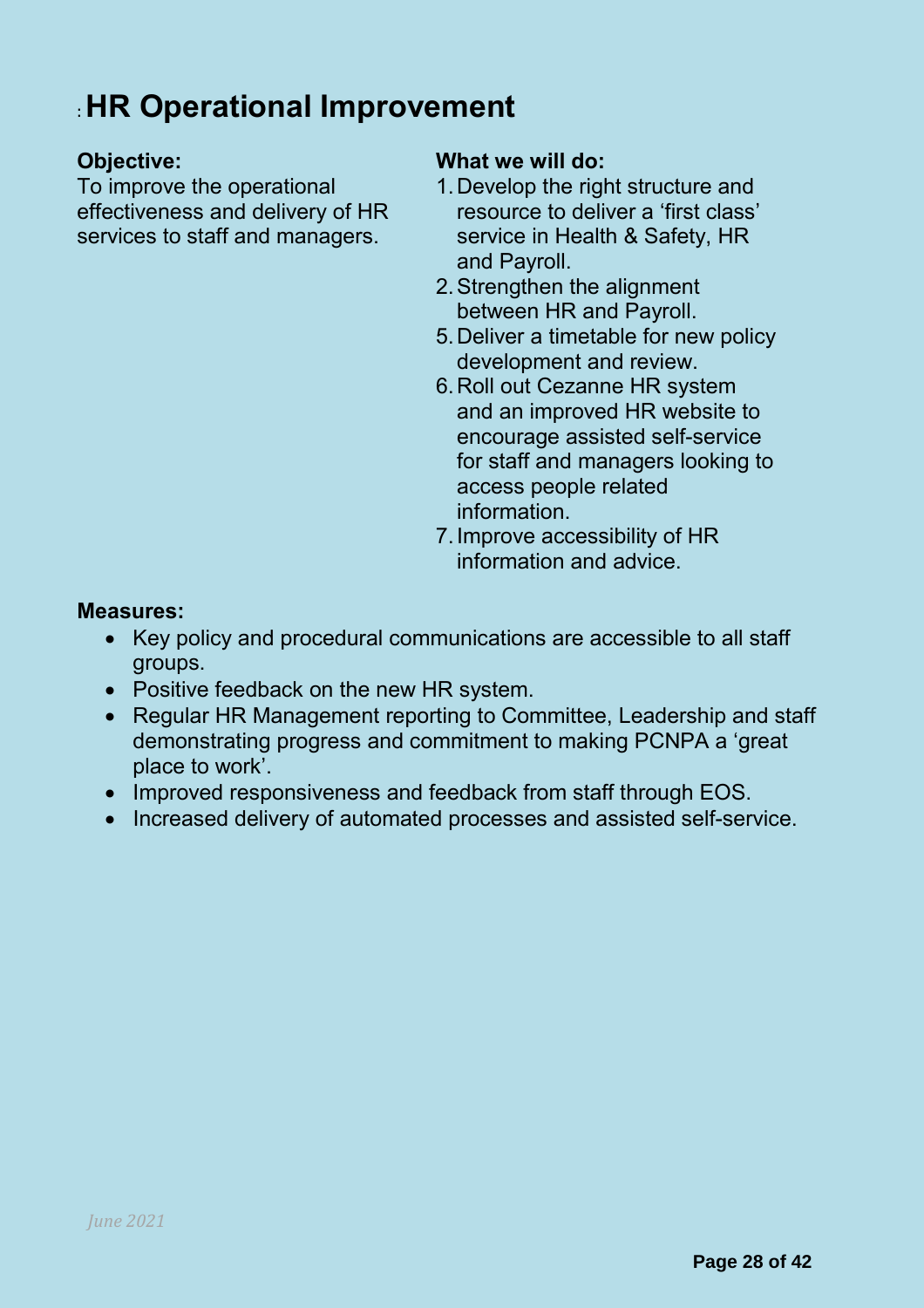# HR Operational Improvement

**Objective:**
To improve the operational effectiveness and delivery of HR services to staff and managers.

**What we will do:**

1. Develop the right structure and resource to deliver a 'first class' service in Health & Safety, HR and Payroll.
2. Strengthen the alignment between HR and Payroll.
5. Deliver a timetable for new policy development and review.
6. Roll out Cezanne HR system and an improved HR website to encourage assisted self-service for staff and managers looking to access people related information.
7. Improve accessibility of HR information and advice.

**Measures:**

- Key policy and procedural communications are accessible to all staff groups.
- Positive feedback on the new HR system.
- Regular HR Management reporting to Committee, Leadership and staff demonstrating progress and commitment to making PCNPA a 'great place to work'.
- Improved responsiveness and feedback from staff through EOS.
- Increased delivery of automated processes and assisted self-service.

*June 2021*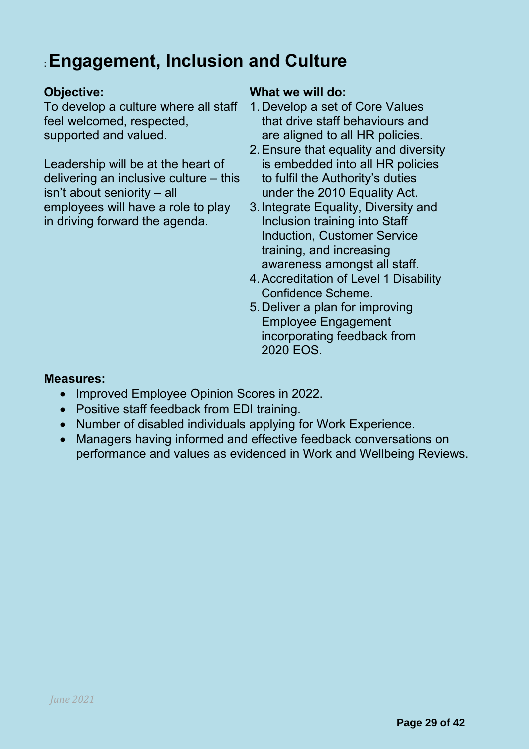# Engagement, Inclusion and Culture

**Objective:**

To develop a culture where all staff feel welcomed, respected, supported and valued.

Leadership will be at the heart of delivering an inclusive culture – this isn't about seniority – all employees will have a role to play in driving forward the agenda.

**What we will do:**

1. Develop a set of Core Values that drive staff behaviours and are aligned to all HR policies.
2. Ensure that equality and diversity is embedded into all HR policies to fulfil the Authority's duties under the 2010 Equality Act.
3. Integrate Equality, Diversity and Inclusion training into Staff Induction, Customer Service training, and increasing awareness amongst all staff.
4. Accreditation of Level 1 Disability Confidence Scheme.
5. Deliver a plan for improving Employee Engagement incorporating feedback from 2020 EOS.

**Measures:**

- Improved Employee Opinion Scores in 2022.
- Positive staff feedback from EDI training.
- Number of disabled individuals applying for Work Experience.
- Managers having informed and effective feedback conversations on performance and values as evidenced in Work and Wellbeing Reviews.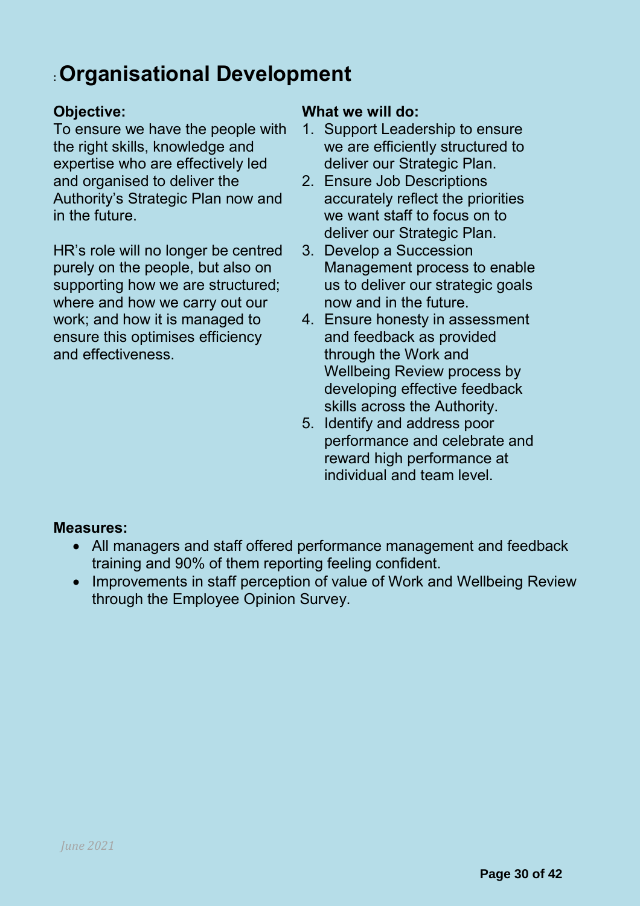# Organisational Development

**Objective:**

To ensure we have the people with the right skills, knowledge and expertise who are effectively led and organised to deliver the Authority's Strategic Plan now and in the future.

HR's role will no longer be centred purely on the people, but also on supporting how we are structured; where and how we carry out our work; and how it is managed to ensure this optimises efficiency and effectiveness.

**What we will do:**

1. Support Leadership to ensure we are efficiently structured to deliver our Strategic Plan.
2. Ensure Job Descriptions accurately reflect the priorities we want staff to focus on to deliver our Strategic Plan.
3. Develop a Succession Management process to enable us to deliver our strategic goals now and in the future.
4. Ensure honesty in assessment and feedback as provided through the Work and Wellbeing Review process by developing effective feedback skills across the Authority.
5. Identify and address poor performance and celebrate and reward high performance at individual and team level.

**Measures:**

- All managers and staff offered performance management and feedback training and 90% of them reporting feeling confident.
- Improvements in staff perception of value of Work and Wellbeing Review through the Employee Opinion Survey.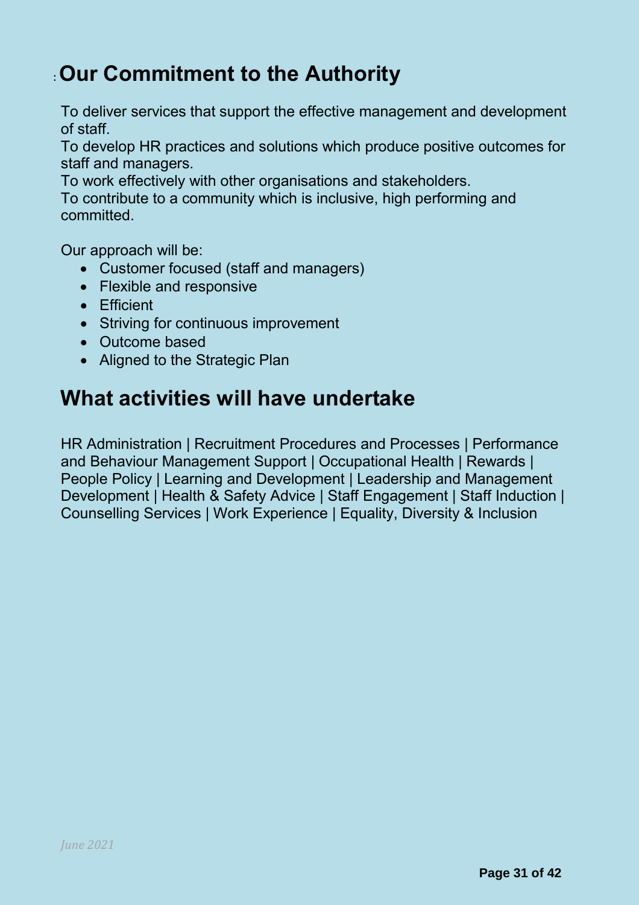## Our Commitment to the Authority

To deliver services that support the effective management and development of staff.
To develop HR practices and solutions which produce positive outcomes for staff and managers.
To work effectively with other organisations and stakeholders.
To contribute to a community which is inclusive, high performing and committed.

Our approach will be:

- Customer focused (staff and managers)
- Flexible and responsive
- Efficient
- Striving for continuous improvement
- Outcome based
- Aligned to the Strategic Plan

## What activities will have undertake

HR Administration | Recruitment Procedures and Processes | Performance and Behaviour Management Support | Occupational Health | Rewards | People Policy | Learning and Development | Leadership and Management Development | Health & Safety Advice | Staff Engagement | Staff Induction | Counselling Services | Work Experience | Equality, Diversity & Inclusion